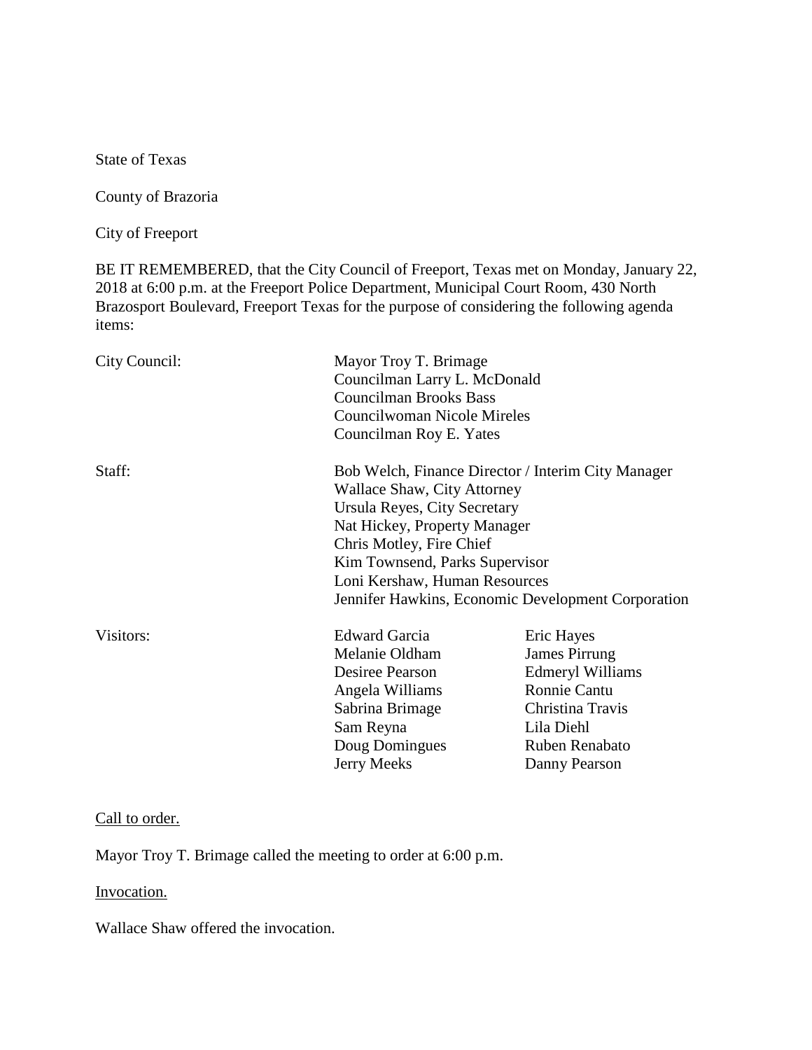State of Texas

County of Brazoria

City of Freeport

BE IT REMEMBERED, that the City Council of Freeport, Texas met on Monday, January 22, 2018 at 6:00 p.m. at the Freeport Police Department, Municipal Court Room, 430 North Brazosport Boulevard, Freeport Texas for the purpose of considering the following agenda items:

| | | |
|---|---|---|
| City Council: | Mayor Troy T. Brimage | |
| | Councilman Larry L. McDonald | |
| | Councilman Brooks Bass | |
| | Councilwoman Nicole Mireles | |
| | Councilman Roy E. Yates | |
| Staff: | Bob Welch, Finance Director / Interim City Manager | |
| | Wallace Shaw, City Attorney | |
| | Ursula Reyes, City Secretary | |
| | Nat Hickey, Property Manager | |
| | Chris Motley, Fire Chief | |
| | Kim Townsend, Parks Supervisor | |
| | Loni Kershaw, Human Resources | |
| | Jennifer Hawkins, Economic Development Corporation | |
| Visitors: | Edward Garcia | Eric Hayes |
| | Melanie Oldham | James Pirrung |
| | Desiree Pearson | Edmeryl Williams |
| | Angela Williams | Ronnie Cantu |
| | Sabrina Brimage | Christina Travis |
| | Sam Reyna | Lila Diehl |
| | Doug Domingues | Ruben Renabato |
| | Jerry Meeks | Danny Pearson |

<u>Call to order.</u>

Mayor Troy T. Brimage called the meeting to order at 6:00 p.m.

<u>Invocation.</u>

Wallace Shaw offered the invocation.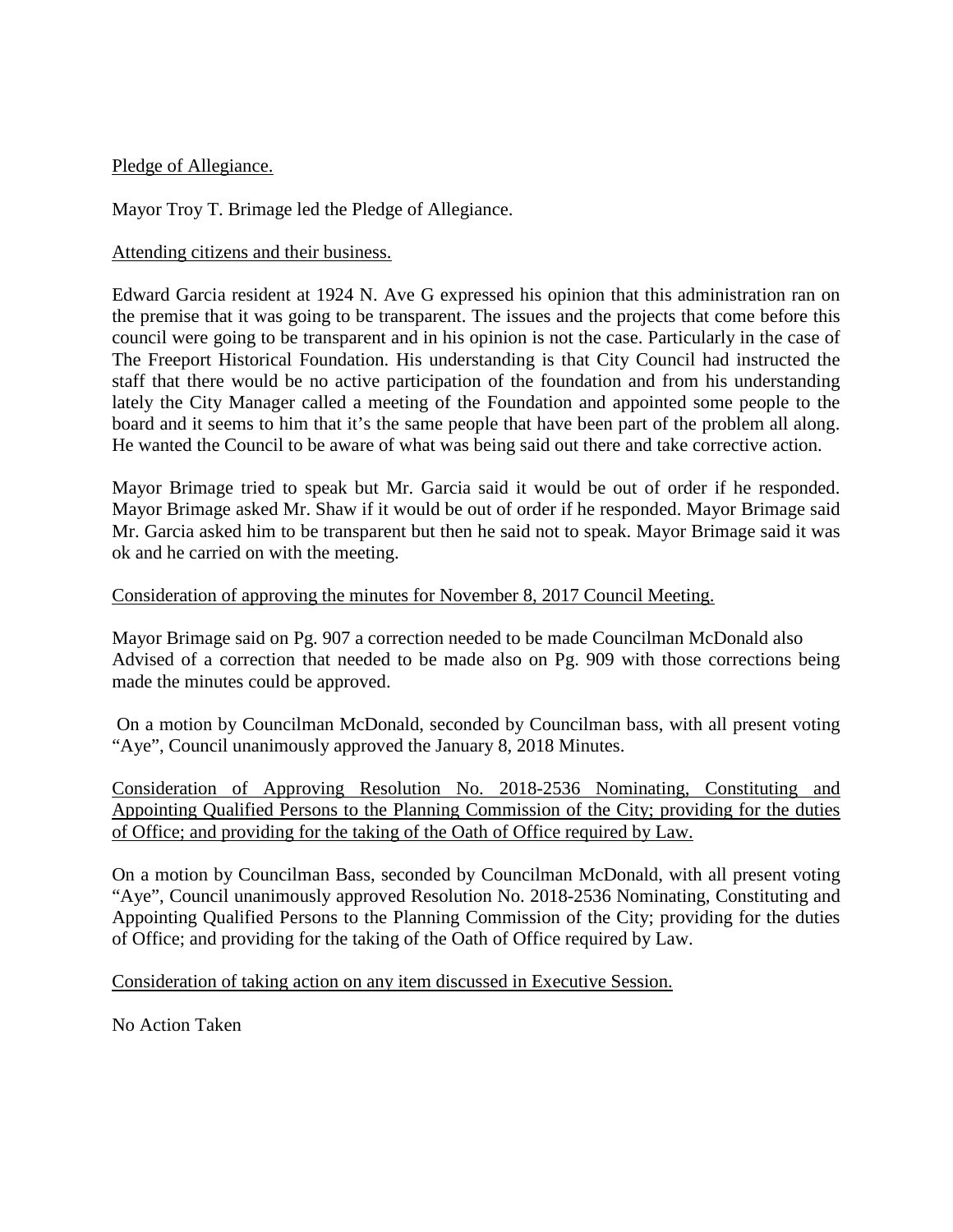Pledge of Allegiance.

Mayor Troy T. Brimage led the Pledge of Allegiance.

Attending citizens and their business.

Edward Garcia resident at 1924 N. Ave G expressed his opinion that this administration ran on the premise that it was going to be transparent. The issues and the projects that come before this council were going to be transparent and in his opinion is not the case. Particularly in the case of The Freeport Historical Foundation. His understanding is that City Council had instructed the staff that there would be no active participation of the foundation and from his understanding lately the City Manager called a meeting of the Foundation and appointed some people to the board and it seems to him that it's the same people that have been part of the problem all along. He wanted the Council to be aware of what was being said out there and take corrective action.

Mayor Brimage tried to speak but Mr. Garcia said it would be out of order if he responded. Mayor Brimage asked Mr. Shaw if it would be out of order if he responded. Mayor Brimage said Mr. Garcia asked him to be transparent but then he said not to speak. Mayor Brimage said it was ok and he carried on with the meeting.

Consideration of approving the minutes for November 8, 2017 Council Meeting.

Mayor Brimage said on Pg. 907 a correction needed to be made Councilman McDonald also Advised of a correction that needed to be made also on Pg. 909 with those corrections being made the minutes could be approved.

On a motion by Councilman McDonald, seconded by Councilman bass, with all present voting "Aye", Council unanimously approved the January 8, 2018 Minutes.

Consideration of Approving Resolution No. 2018-2536 Nominating, Constituting and Appointing Qualified Persons to the Planning Commission of the City; providing for the duties of Office; and providing for the taking of the Oath of Office required by Law.

On a motion by Councilman Bass, seconded by Councilman McDonald, with all present voting "Aye", Council unanimously approved Resolution No. 2018-2536 Nominating, Constituting and Appointing Qualified Persons to the Planning Commission of the City; providing for the duties of Office; and providing for the taking of the Oath of Office required by Law.

Consideration of taking action on any item discussed in Executive Session.

No Action Taken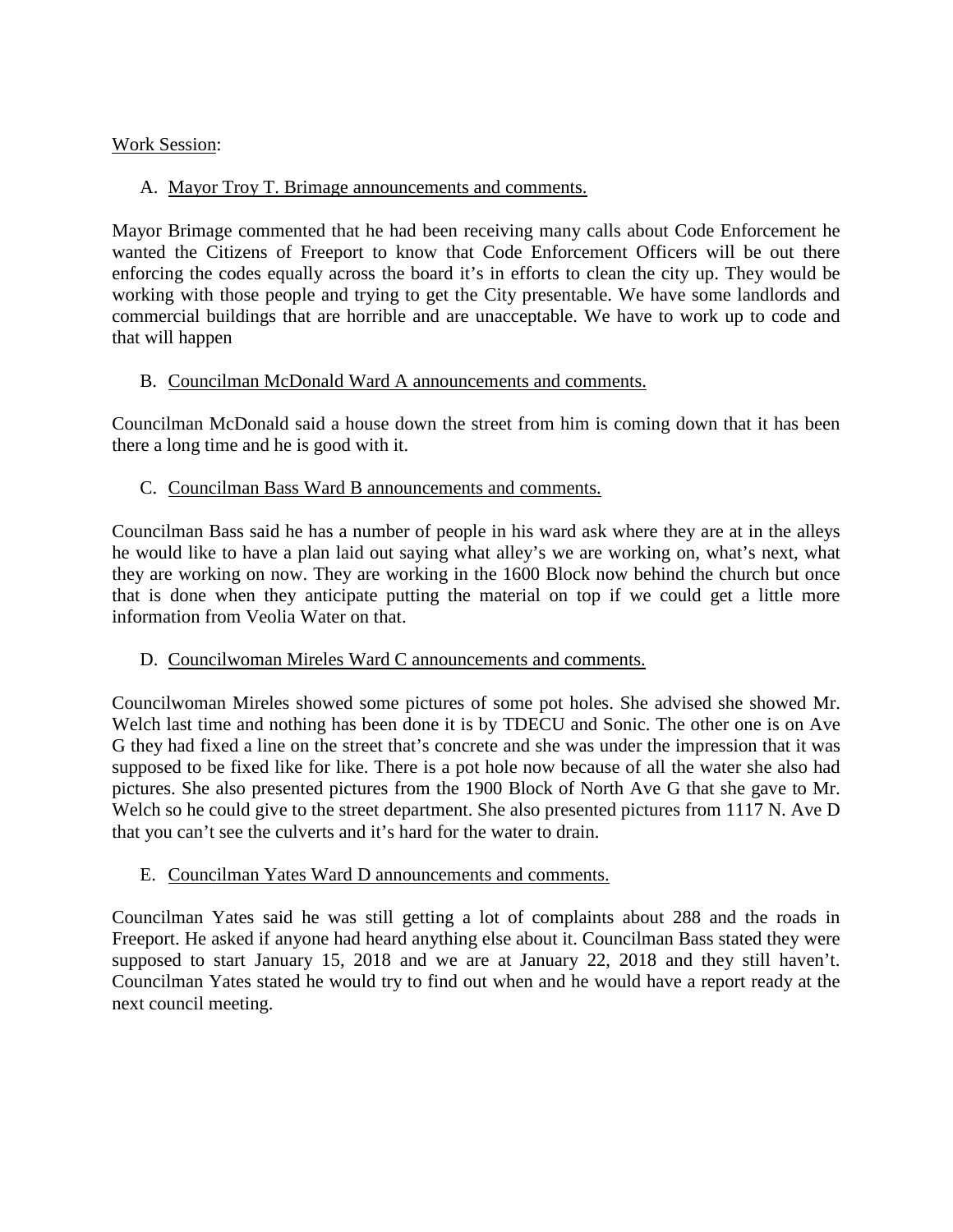Work Session:

A. Mayor Troy T. Brimage announcements and comments.

Mayor Brimage commented that he had been receiving many calls about Code Enforcement he wanted the Citizens of Freeport to know that Code Enforcement Officers will be out there enforcing the codes equally across the board it's in efforts to clean the city up. They would be working with those people and trying to get the City presentable. We have some landlords and commercial buildings that are horrible and are unacceptable. We have to work up to code and that will happen

B. Councilman McDonald Ward A announcements and comments.

Councilman McDonald said a house down the street from him is coming down that it has been there a long time and he is good with it.

C. Councilman Bass Ward B announcements and comments.

Councilman Bass said he has a number of people in his ward ask where they are at in the alleys he would like to have a plan laid out saying what alley's we are working on, what's next, what they are working on now. They are working in the 1600 Block now behind the church but once that is done when they anticipate putting the material on top if we could get a little more information from Veolia Water on that.

D. Councilwoman Mireles Ward C announcements and comments.

Councilwoman Mireles showed some pictures of some pot holes. She advised she showed Mr. Welch last time and nothing has been done it is by TDECU and Sonic. The other one is on Ave G they had fixed a line on the street that's concrete and she was under the impression that it was supposed to be fixed like for like. There is a pot hole now because of all the water she also had pictures. She also presented pictures from the 1900 Block of North Ave G that she gave to Mr. Welch so he could give to the street department. She also presented pictures from 1117 N. Ave D that you can't see the culverts and it's hard for the water to drain.

E. Councilman Yates Ward D announcements and comments.

Councilman Yates said he was still getting a lot of complaints about 288 and the roads in Freeport. He asked if anyone had heard anything else about it. Councilman Bass stated they were supposed to start January 15, 2018 and we are at January 22, 2018 and they still haven't. Councilman Yates stated he would try to find out when and he would have a report ready at the next council meeting.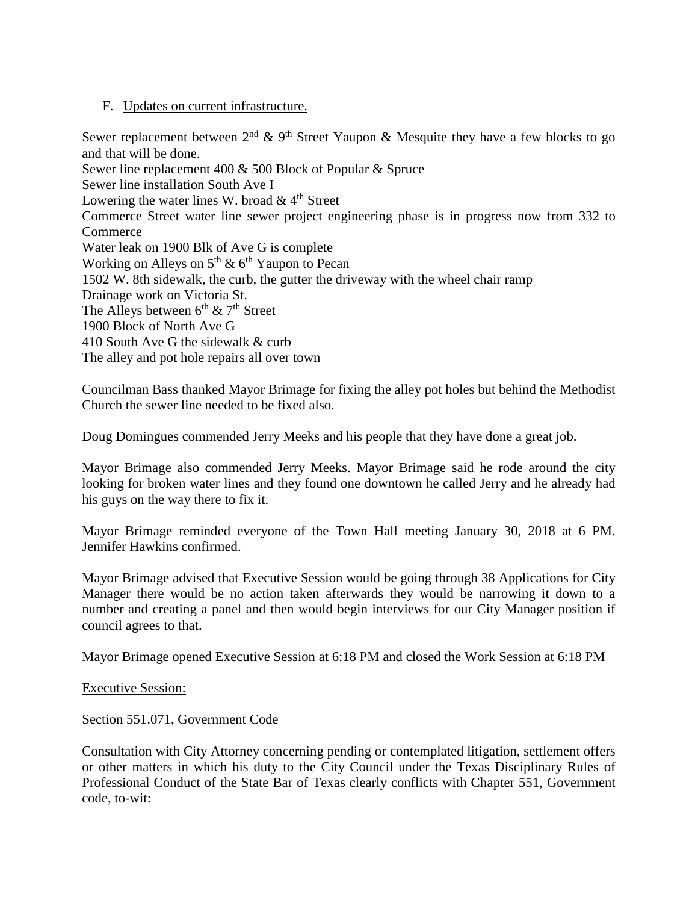F. Updates on current infrastructure.

Sewer replacement between 2nd & 9th Street Yaupon & Mesquite they have a few blocks to go and that will be done.
Sewer line replacement 400 & 500 Block of Popular & Spruce
Sewer line installation South Ave I
Lowering the water lines W. broad & 4th Street
Commerce Street water line sewer project engineering phase is in progress now from 332 to Commerce
Water leak on 1900 Blk of Ave G is complete
Working on Alleys on 5th & 6th Yaupon to Pecan
1502 W. 8th sidewalk, the curb, the gutter the driveway with the wheel chair ramp
Drainage work on Victoria St.
The Alleys between 6th & 7th Street
1900 Block of North Ave G
410 South Ave G the sidewalk & curb
The alley and pot hole repairs all over town

Councilman Bass thanked Mayor Brimage for fixing the alley pot holes but behind the Methodist Church the sewer line needed to be fixed also.

Doug Domingues commended Jerry Meeks and his people that they have done a great job.

Mayor Brimage also commended Jerry Meeks. Mayor Brimage said he rode around the city looking for broken water lines and they found one downtown he called Jerry and he already had his guys on the way there to fix it.

Mayor Brimage reminded everyone of the Town Hall meeting January 30, 2018 at 6 PM. Jennifer Hawkins confirmed.

Mayor Brimage advised that Executive Session would be going through 38 Applications for City Manager there would be no action taken afterwards they would be narrowing it down to a number and creating a panel and then would begin interviews for our City Manager position if council agrees to that.

Mayor Brimage opened Executive Session at 6:18 PM and closed the Work Session at 6:18 PM

Executive Session:

Section 551.071, Government Code

Consultation with City Attorney concerning pending or contemplated litigation, settlement offers or other matters in which his duty to the City Council under the Texas Disciplinary Rules of Professional Conduct of the State Bar of Texas clearly conflicts with Chapter 551, Government code, to-wit: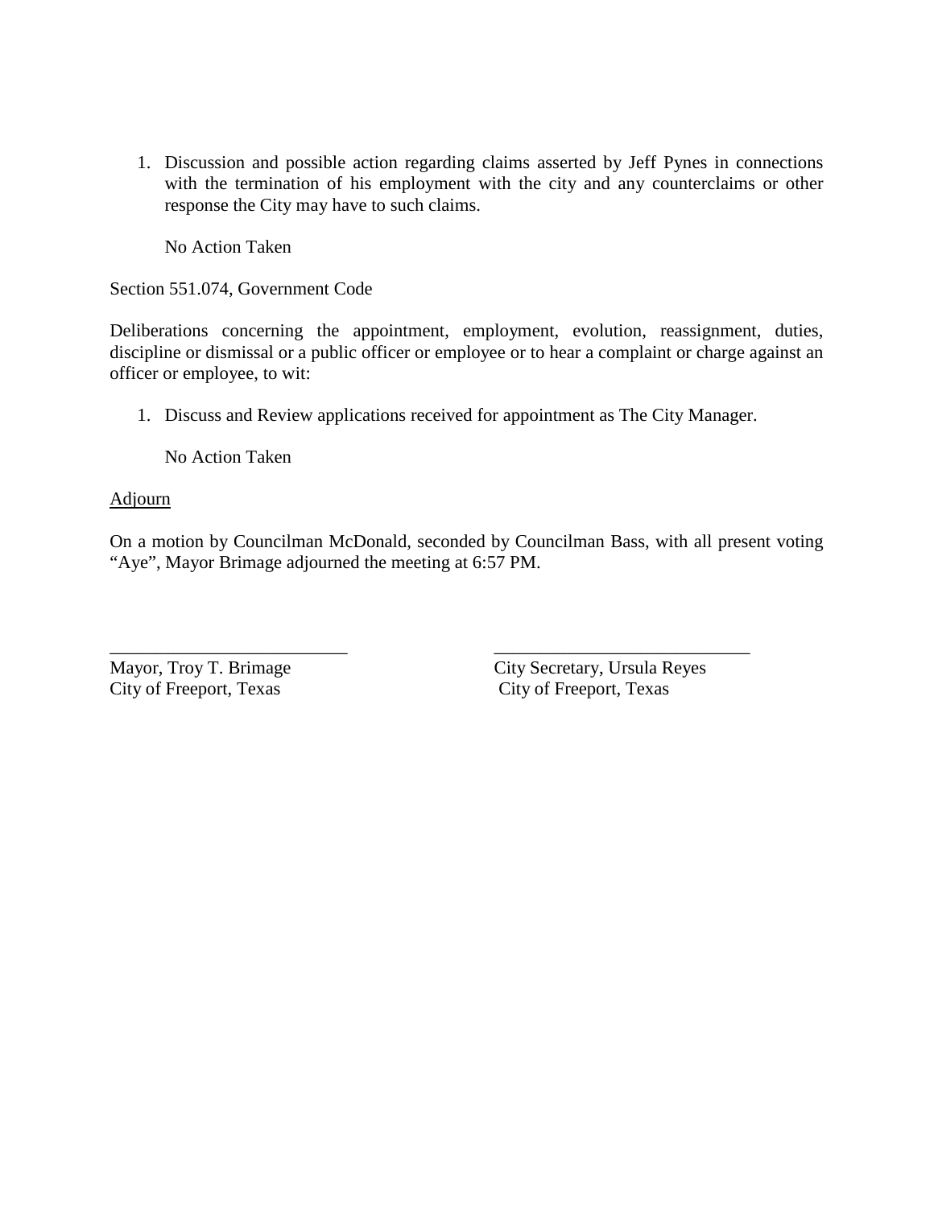1. Discussion and possible action regarding claims asserted by Jeff Pynes in connections with the termination of his employment with the city and any counterclaims or other response the City may have to such claims.

   No Action Taken

Section 551.074, Government Code

Deliberations concerning the appointment, employment, evolution, reassignment, duties, discipline or dismissal or a public officer or employee or to hear a complaint or charge against an officer or employee, to wit:

1. Discuss and Review applications received for appointment as The City Manager.

   No Action Taken

Adjourn

On a motion by Councilman McDonald, seconded by Councilman Bass, with all present voting "Aye", Mayor Brimage adjourned the meeting at 6:57 PM.

| | |
|---|---|
| _________________________ | ___________________________ |
| Mayor, Troy T. Brimage | City Secretary, Ursula Reyes |
| City of Freeport, Texas | City of Freeport, Texas |